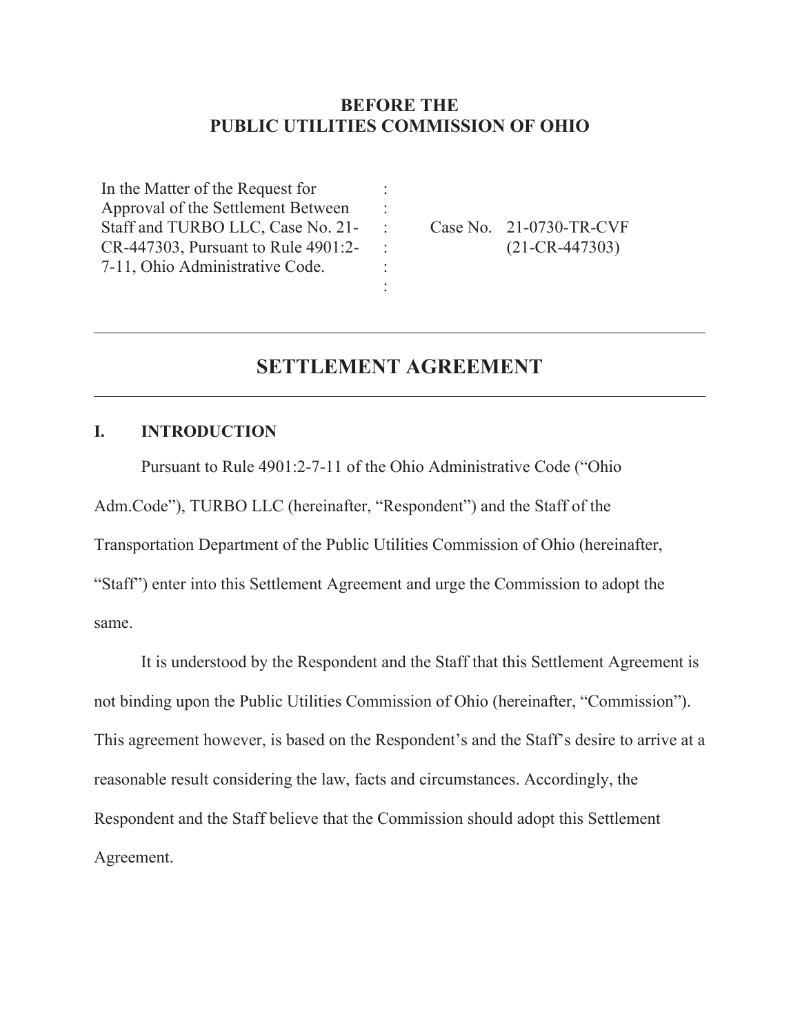**BEFORE THE**
**PUBLIC UTILITIES COMMISSION OF OHIO**

| | | |
|---|---|---|
| In the Matter of the Request for Approval of the Settlement Between Staff and TURBO LLC, Case No. 21-CR-447303, Pursuant to Rule 4901:2-7-11, Ohio Administrative Code. | : : : : : : | Case No. 21-0730-TR-CVF (21-CR-447303) |

---

# SETTLEMENT AGREEMENT

---

## I. INTRODUCTION

Pursuant to Rule 4901:2-7-11 of the Ohio Administrative Code ("Ohio Adm.Code"), TURBO LLC (hereinafter, "Respondent") and the Staff of the Transportation Department of the Public Utilities Commission of Ohio (hereinafter, "Staff") enter into this Settlement Agreement and urge the Commission to adopt the same.

It is understood by the Respondent and the Staff that this Settlement Agreement is not binding upon the Public Utilities Commission of Ohio (hereinafter, "Commission"). This agreement however, is based on the Respondent's and the Staff's desire to arrive at a reasonable result considering the law, facts and circumstances. Accordingly, the Respondent and the Staff believe that the Commission should adopt this Settlement Agreement.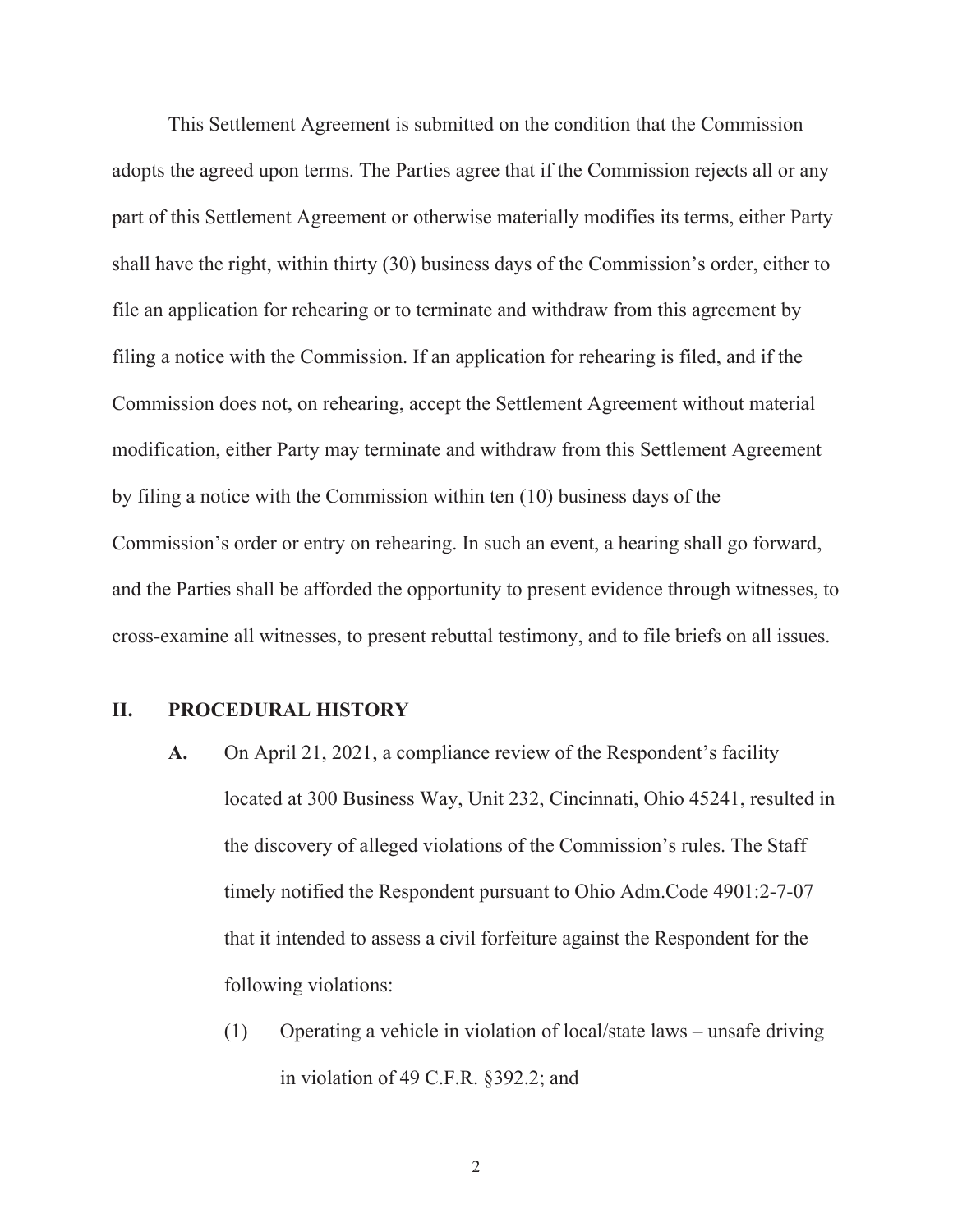This Settlement Agreement is submitted on the condition that the Commission adopts the agreed upon terms. The Parties agree that if the Commission rejects all or any part of this Settlement Agreement or otherwise materially modifies its terms, either Party shall have the right, within thirty (30) business days of the Commission's order, either to file an application for rehearing or to terminate and withdraw from this agreement by filing a notice with the Commission. If an application for rehearing is filed, and if the Commission does not, on rehearing, accept the Settlement Agreement without material modification, either Party may terminate and withdraw from this Settlement Agreement by filing a notice with the Commission within ten (10) business days of the Commission's order or entry on rehearing. In such an event, a hearing shall go forward, and the Parties shall be afforded the opportunity to present evidence through witnesses, to cross-examine all witnesses, to present rebuttal testimony, and to file briefs on all issues.

## II. PROCEDURAL HISTORY

**A.** On April 21, 2021, a compliance review of the Respondent's facility located at 300 Business Way, Unit 232, Cincinnati, Ohio 45241, resulted in the discovery of alleged violations of the Commission's rules. The Staff timely notified the Respondent pursuant to Ohio Adm.Code 4901:2-7-07 that it intended to assess a civil forfeiture against the Respondent for the following violations:

(1) Operating a vehicle in violation of local/state laws – unsafe driving in violation of 49 C.F.R. §392.2; and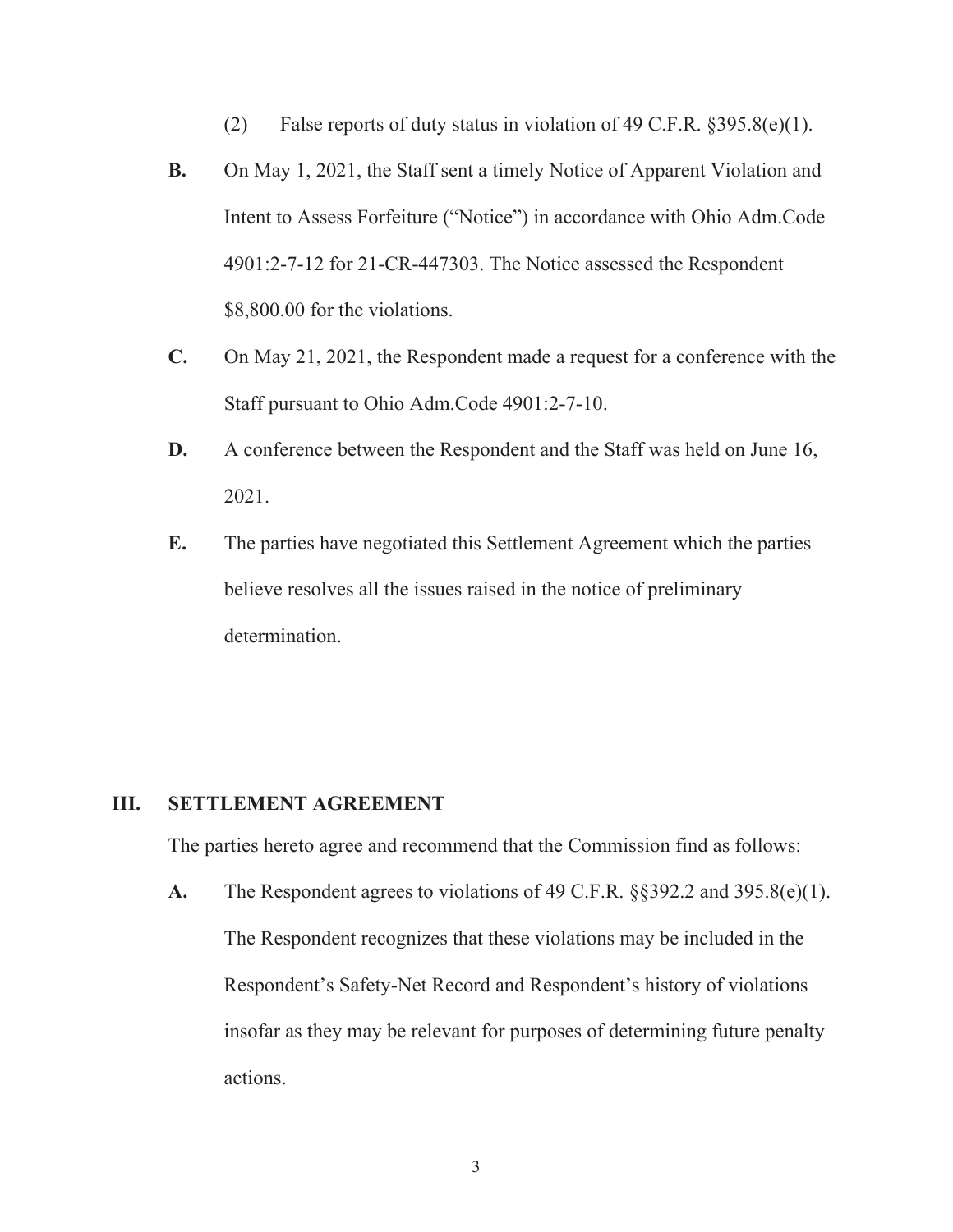(2) False reports of duty status in violation of 49 C.F.R. §395.8(e)(1).

**B.** On May 1, 2021, the Staff sent a timely Notice of Apparent Violation and Intent to Assess Forfeiture ("Notice") in accordance with Ohio Adm.Code 4901:2-7-12 for 21-CR-447303. The Notice assessed the Respondent $8,800.00 for the violations.

**C.** On May 21, 2021, the Respondent made a request for a conference with the Staff pursuant to Ohio Adm.Code 4901:2-7-10.

**D.** A conference between the Respondent and the Staff was held on June 16, 2021.

**E.** The parties have negotiated this Settlement Agreement which the parties believe resolves all the issues raised in the notice of preliminary determination.

## III. SETTLEMENT AGREEMENT

The parties hereto agree and recommend that the Commission find as follows:

**A.** The Respondent agrees to violations of 49 C.F.R. §§392.2 and 395.8(e)(1). The Respondent recognizes that these violations may be included in the Respondent's Safety-Net Record and Respondent's history of violations insofar as they may be relevant for purposes of determining future penalty actions.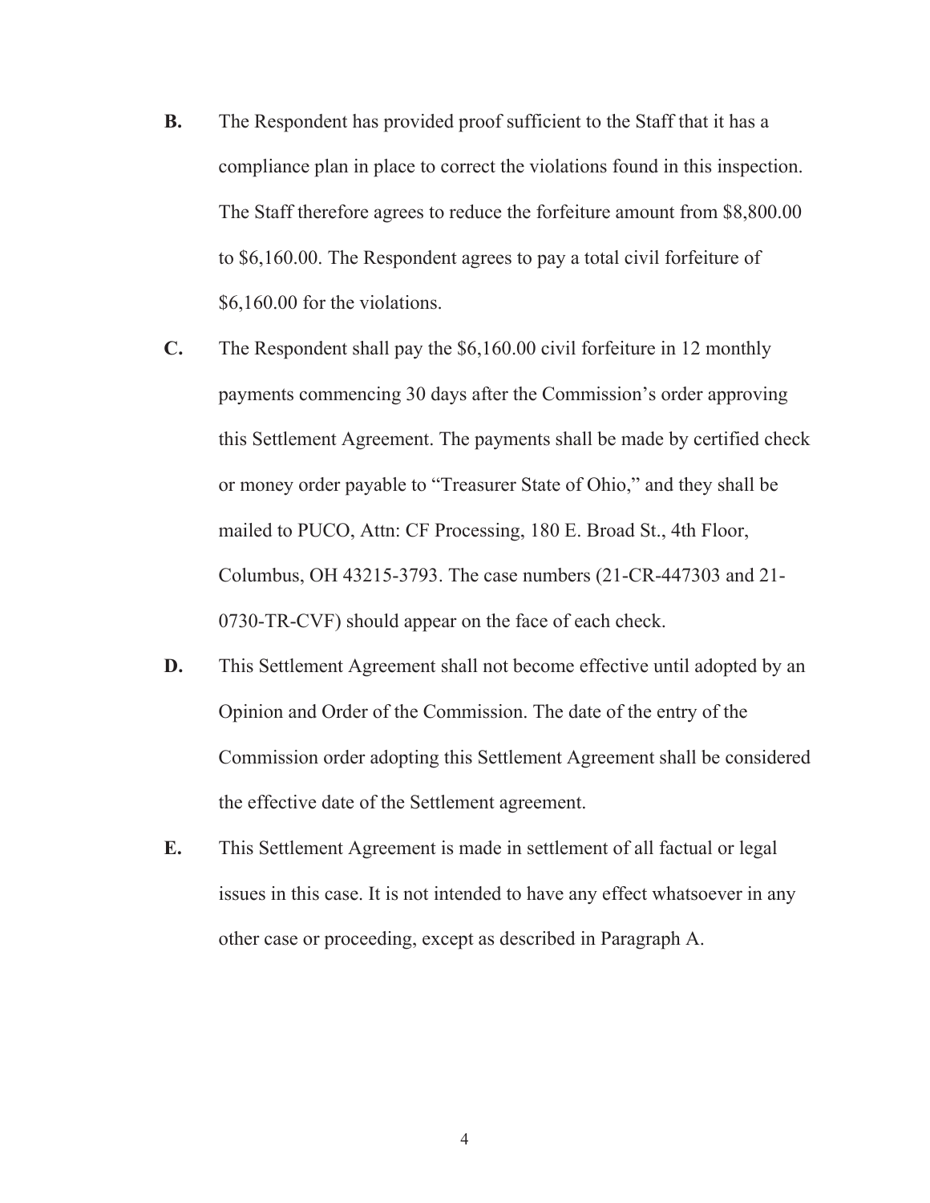**B.** The Respondent has provided proof sufficient to the Staff that it has a compliance plan in place to correct the violations found in this inspection. The Staff therefore agrees to reduce the forfeiture amount from $8,800.00 to $6,160.00. The Respondent agrees to pay a total civil forfeiture of $6,160.00 for the violations.

**C.** The Respondent shall pay the $6,160.00 civil forfeiture in 12 monthly payments commencing 30 days after the Commission's order approving this Settlement Agreement. The payments shall be made by certified check or money order payable to "Treasurer State of Ohio," and they shall be mailed to PUCO, Attn: CF Processing, 180 E. Broad St., 4th Floor, Columbus, OH 43215-3793. The case numbers (21-CR-447303 and 21-0730-TR-CVF) should appear on the face of each check.

**D.** This Settlement Agreement shall not become effective until adopted by an Opinion and Order of the Commission. The date of the entry of the Commission order adopting this Settlement Agreement shall be considered the effective date of the Settlement agreement.

**E.** This Settlement Agreement is made in settlement of all factual or legal issues in this case. It is not intended to have any effect whatsoever in any other case or proceeding, except as described in Paragraph A.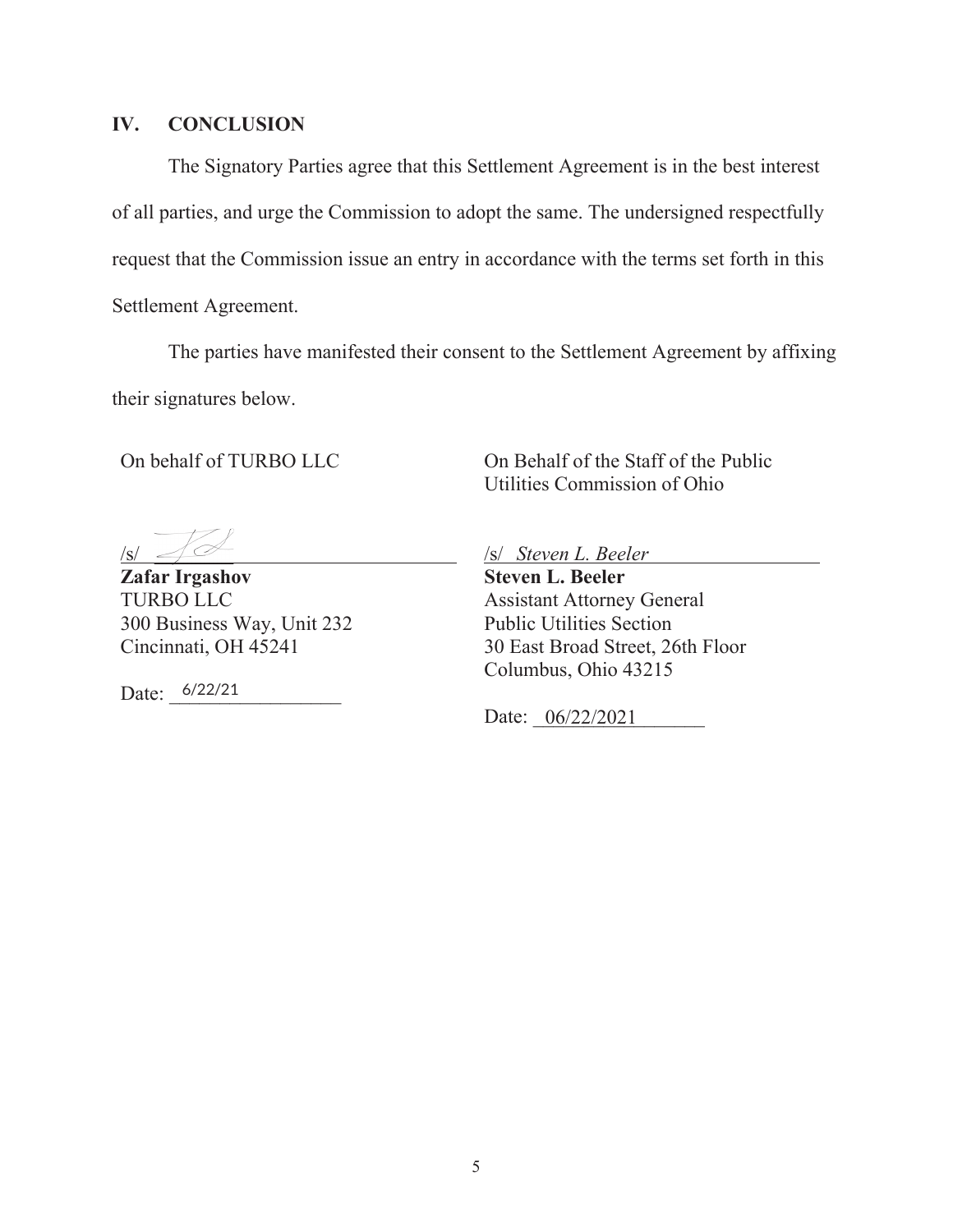## IV. CONCLUSION

The Signatory Parties agree that this Settlement Agreement is in the best interest of all parties, and urge the Commission to adopt the same. The undersigned respectfully request that the Commission issue an entry in accordance with the terms set forth in this Settlement Agreement.

The parties have manifested their consent to the Settlement Agreement by affixing their signatures below.

On behalf of TURBO LLC

/s/ ____________________

**Zafar Irgashov**
TURBO LLC
300 Business Way, Unit 232
Cincinnati, OH 45241

Date: 6/22/21

On Behalf of the Staff of the Public Utilities Commission of Ohio

/s/ *Steven L. Beeler*

**Steven L. Beeler**
Assistant Attorney General
Public Utilities Section
30 East Broad Street, 26th Floor
Columbus, Ohio 43215

Date: 06/22/2021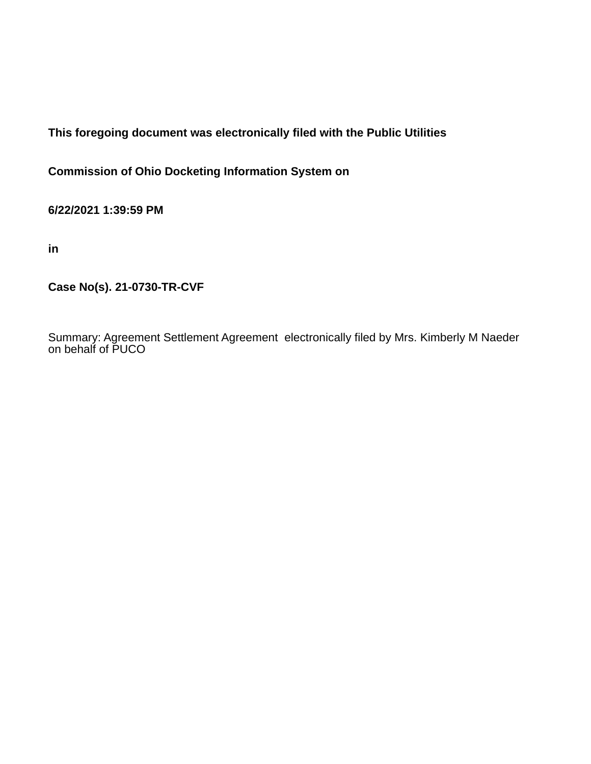**This foregoing document was electronically filed with the Public Utilities**

**Commission of Ohio Docketing Information System on**

**6/22/2021 1:39:59 PM**

**in**

**Case No(s). 21-0730-TR-CVF**

Summary: Agreement Settlement Agreement electronically filed by Mrs. Kimberly M Naeder on behalf of PUCO